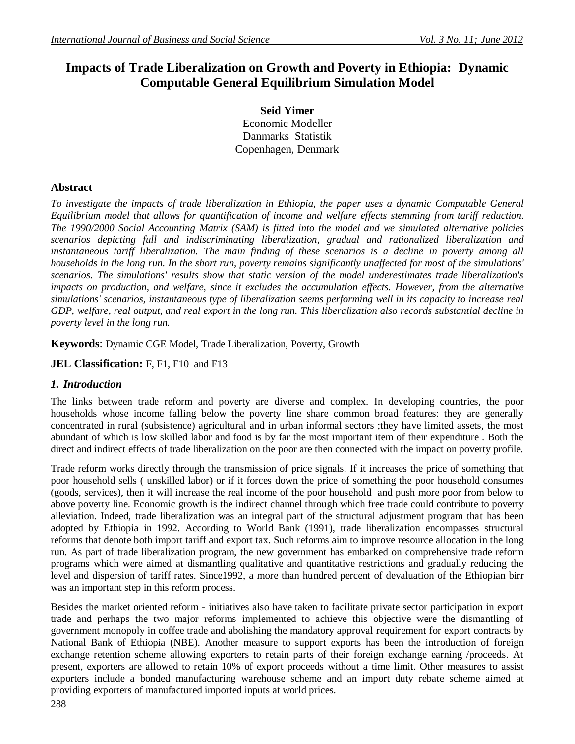# Impacts of Trade Liberalization on Growth and Poverty in Ethiopia: Dynamic Computable General Equilibrium Simulation Model

**Seid Yimer**
Economic Modeller
Danmarks Statistik
Copenhagen, Denmark

## Abstract

*To investigate the impacts of trade liberalization in Ethiopia, the paper uses a dynamic Computable General Equilibrium model that allows for quantification of income and welfare effects stemming from tariff reduction. The 1990/2000 Social Accounting Matrix (SAM) is fitted into the model and we simulated alternative policies scenarios depicting full and indiscriminating liberalization, gradual and rationalized liberalization and instantaneous tariff liberalization. The main finding of these scenarios is a decline in poverty among all households in the long run. In the short run, poverty remains significantly unaffected for most of the simulations' scenarios. The simulations' results show that static version of the model underestimates trade liberalization's impacts on production, and welfare, since it excludes the accumulation effects. However, from the alternative simulations' scenarios, instantaneous type of liberalization seems performing well in its capacity to increase real GDP, welfare, real output, and real export in the long run. This liberalization also records substantial decline in poverty level in the long run.*

**Keywords**: Dynamic CGE Model, Trade Liberalization, Poverty, Growth

**JEL Classification:** F, F1, F10 and F13

## *1. Introduction*

The links between trade reform and poverty are diverse and complex. In developing countries, the poor households whose income falling below the poverty line share common broad features: they are generally concentrated in rural (subsistence) agricultural and in urban informal sectors ;they have limited assets, the most abundant of which is low skilled labor and food is by far the most important item of their expenditure . Both the direct and indirect effects of trade liberalization on the poor are then connected with the impact on poverty profile.

Trade reform works directly through the transmission of price signals. If it increases the price of something that poor household sells ( unskilled labor) or if it forces down the price of something the poor household consumes (goods, services), then it will increase the real income of the poor household and push more poor from below to above poverty line. Economic growth is the indirect channel through which free trade could contribute to poverty alleviation. Indeed, trade liberalization was an integral part of the structural adjustment program that has been adopted by Ethiopia in 1992. According to World Bank (1991), trade liberalization encompasses structural reforms that denote both import tariff and export tax. Such reforms aim to improve resource allocation in the long run. As part of trade liberalization program, the new government has embarked on comprehensive trade reform programs which were aimed at dismantling qualitative and quantitative restrictions and gradually reducing the level and dispersion of tariff rates. Since1992, a more than hundred percent of devaluation of the Ethiopian birr was an important step in this reform process.

Besides the market oriented reform - initiatives also have taken to facilitate private sector participation in export trade and perhaps the two major reforms implemented to achieve this objective were the dismantling of government monopoly in coffee trade and abolishing the mandatory approval requirement for export contracts by National Bank of Ethiopia (NBE). Another measure to support exports has been the introduction of foreign exchange retention scheme allowing exporters to retain parts of their foreign exchange earning /proceeds. At present, exporters are allowed to retain 10% of export proceeds without a time limit. Other measures to assist exporters include a bonded manufacturing warehouse scheme and an import duty rebate scheme aimed at providing exporters of manufactured imported inputs at world prices.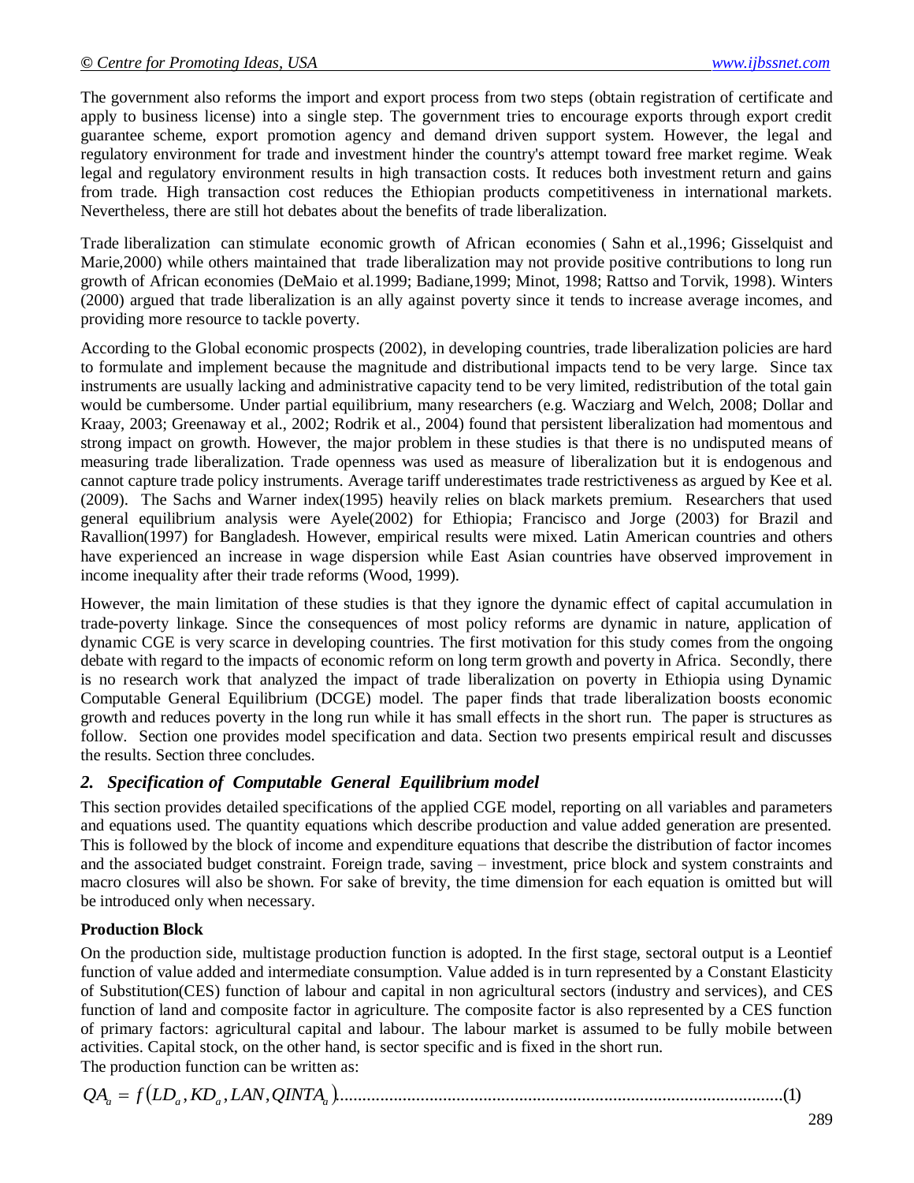The government also reforms the import and export process from two steps (obtain registration of certificate and apply to business license) into a single step. The government tries to encourage exports through export credit guarantee scheme, export promotion agency and demand driven support system. However, the legal and regulatory environment for trade and investment hinder the country's attempt toward free market regime. Weak legal and regulatory environment results in high transaction costs. It reduces both investment return and gains from trade. High transaction cost reduces the Ethiopian products competitiveness in international markets. Nevertheless, there are still hot debates about the benefits of trade liberalization.

Trade liberalization can stimulate economic growth of African economies ( Sahn et al.,1996; Gisselquist and Marie,2000) while others maintained that trade liberalization may not provide positive contributions to long run growth of African economies (DeMaio et al.1999; Badiane,1999; Minot, 1998; Rattso and Torvik, 1998). Winters (2000) argued that trade liberalization is an ally against poverty since it tends to increase average incomes, and providing more resource to tackle poverty.

According to the Global economic prospects (2002), in developing countries, trade liberalization policies are hard to formulate and implement because the magnitude and distributional impacts tend to be very large. Since tax instruments are usually lacking and administrative capacity tend to be very limited, redistribution of the total gain would be cumbersome. Under partial equilibrium, many researchers (e.g. Wacziarg and Welch, 2008; Dollar and Kraay, 2003; Greenaway et al., 2002; Rodrik et al., 2004) found that persistent liberalization had momentous and strong impact on growth. However, the major problem in these studies is that there is no undisputed means of measuring trade liberalization. Trade openness was used as measure of liberalization but it is endogenous and cannot capture trade policy instruments. Average tariff underestimates trade restrictiveness as argued by Kee et al. (2009). The Sachs and Warner index(1995) heavily relies on black markets premium. Researchers that used general equilibrium analysis were Ayele(2002) for Ethiopia; Francisco and Jorge (2003) for Brazil and Ravallion(1997) for Bangladesh. However, empirical results were mixed. Latin American countries and others have experienced an increase in wage dispersion while East Asian countries have observed improvement in income inequality after their trade reforms (Wood, 1999).

However, the main limitation of these studies is that they ignore the dynamic effect of capital accumulation in trade-poverty linkage. Since the consequences of most policy reforms are dynamic in nature, application of dynamic CGE is very scarce in developing countries. The first motivation for this study comes from the ongoing debate with regard to the impacts of economic reform on long term growth and poverty in Africa. Secondly, there is no research work that analyzed the impact of trade liberalization on poverty in Ethiopia using Dynamic Computable General Equilibrium (DCGE) model. The paper finds that trade liberalization boosts economic growth and reduces poverty in the long run while it has small effects in the short run. The paper is structures as follow. Section one provides model specification and data. Section two presents empirical result and discusses the results. Section three concludes.

## *2. Specification of Computable General Equilibrium model*

This section provides detailed specifications of the applied CGE model, reporting on all variables and parameters and equations used. The quantity equations which describe production and value added generation are presented. This is followed by the block of income and expenditure equations that describe the distribution of factor incomes and the associated budget constraint. Foreign trade, saving – investment, price block and system constraints and macro closures will also be shown. For sake of brevity, the time dimension for each equation is omitted but will be introduced only when necessary.

**Production Block**

On the production side, multistage production function is adopted. In the first stage, sectoral output is a Leontief function of value added and intermediate consumption. Value added is in turn represented by a Constant Elasticity of Substitution(CES) function of labour and capital in non agricultural sectors (industry and services), and CES function of land and composite factor in agriculture. The composite factor is also represented by a CES function of primary factors: agricultural capital and labour. The labour market is assumed to be fully mobile between activities. Capital stock, on the other hand, is sector specific and is fixed in the short run.

The production function can be written as:

$$QA_a = f\left(LD_a, KD_a, LAN, QINTA_a\right) \qquad (1)$$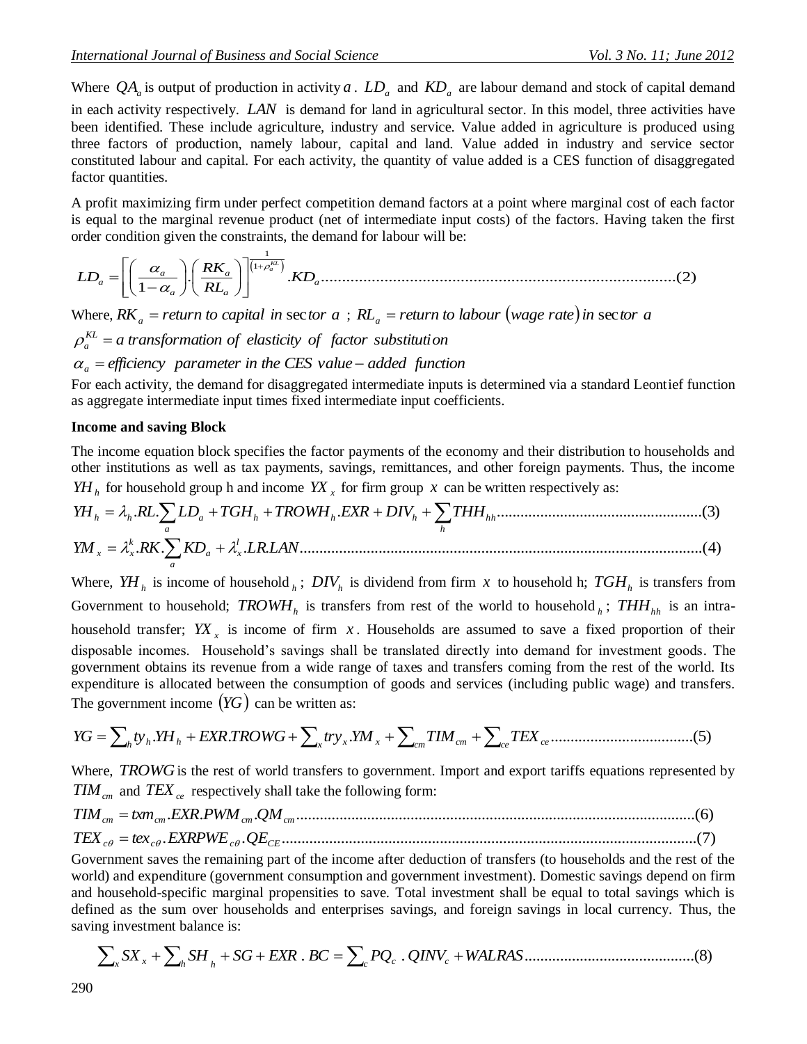Where $QA_a$ is output of production in activity $a$. $LD_a$ and $KD_a$ are labour demand and stock of capital demand in each activity respectively. $LAN$ is demand for land in agricultural sector. In this model, three activities have been identified. These include agriculture, industry and service. Value added in agriculture is produced using three factors of production, namely labour, capital and land. Value added in industry and service sector constituted labour and capital. For each activity, the quantity of value added is a CES function of disaggregated factor quantities.

A profit maximizing firm under perfect competition demand factors at a point where marginal cost of each factor is equal to the marginal revenue product (net of intermediate input costs) of the factors. Having taken the first order condition given the constraints, the demand for labour will be:

$$LD_a = \left[\left(\frac{\alpha_a}{1-\alpha_a}\right).\left(\frac{RK_a}{RL_a}\right)\right]^{\frac{1}{\left(1+\rho_a^{KL}\right)}}.KD_a \qquad (2)$$

Where, $RK_a = return\ to\ capital\ in\ sector\ a$ ; $RL_a = return\ to\ labour\ (wage\ rate)\ in\ sector\ a$

$\rho_a^{KL} = a\ transformation\ of\ elasticity\ of\ factor\ substitution$

$\alpha_a = efficiency\ parameter\ in\ the\ CES\ value-added\ function$

For each activity, the demand for disaggregated intermediate inputs is determined via a standard Leontief function as aggregate intermediate input times fixed intermediate input coefficients.

**Income and saving Block**

The income equation block specifies the factor payments of the economy and their distribution to households and other institutions as well as tax payments, savings, remittances, and other foreign payments. Thus, the income $YH_h$ for household group h and income $YX_x$ for firm group $x$ can be written respectively as:

$$YH_h = \lambda_h.RL.\sum_a LD_a + TGH_h + TROWH_h.EXR + DIV_h + \sum_h THH_{hh} \qquad (3)$$

$$YM_x = \lambda_x^k.RK.\sum_a KD_a + \lambda_x^l.LR.LAN \qquad (4)$$

Where, $YH_h$ is income of household $_h$; $DIV_h$ is dividend from firm $x$ to household h; $TGH_h$ is transfers from Government to household; $TROWH_h$ is transfers from rest of the world to household $_h$; $THH_{hh}$ is an intra-household transfer; $YX_x$ is income of firm $x$. Households are assumed to save a fixed proportion of their disposable incomes. Household's savings shall be translated directly into demand for investment goods. The government obtains its revenue from a wide range of taxes and transfers coming from the rest of the world. Its expenditure is allocated between the consumption of goods and services (including public wage) and transfers. The government income $(YG)$ can be written as:

$$YG = \sum_h ty_h.YH_h + EXR.TROWG + \sum_x try_x.YM_x + \sum_{cm} TIM_{cm} + \sum_{ce} TEX_{ce} \qquad (5)$$

Where, $TROWG$ is the rest of world transfers to government. Import and export tariffs equations represented by $TIM_{cm}$ and $TEX_{ce}$ respectively shall take the following form:

$$TIM_{cm} = txm_{cm}.EXR.PWM_{cm}.QM_{cm} \qquad (6)$$

$$TEX_{c\theta} = tex_{c\theta}.EXRPWE_{c\theta}.QE_{CE} \qquad (7)$$

Government saves the remaining part of the income after deduction of transfers (to households and the rest of the world) and expenditure (government consumption and government investment). Domestic savings depend on firm and household-specific marginal propensities to save. Total investment shall be equal to total savings which is defined as the sum over households and enterprises savings, and foreign savings in local currency. Thus, the saving investment balance is:

$$\sum_x SX_x + \sum_h SH_h + SG + EXR\ .\ BC = \sum_c PQ_c\ .\ QINV_c + WALRAS \qquad (8)$$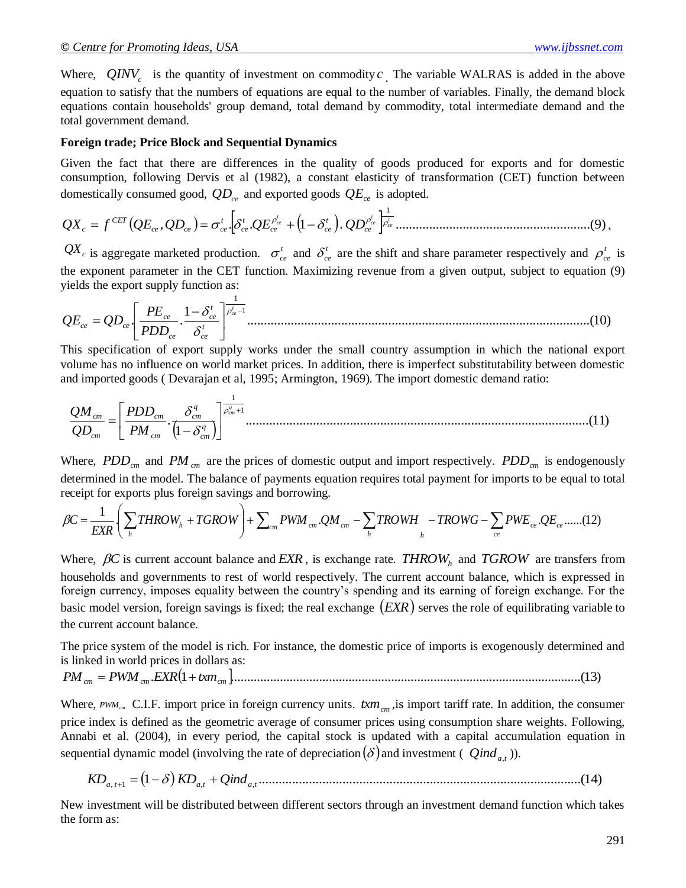Where, $QINV_c$ is the quantity of investment on commodity $c$. The variable WALRAS is added in the above equation to satisfy that the numbers of equations are equal to the number of variables. Finally, the demand block equations contain households' group demand, total demand by commodity, total intermediate demand and the total government demand.

**Foreign trade; Price Block and Sequential Dynamics**

Given the fact that there are differences in the quality of goods produced for exports and for domestic consumption, following Dervis et al (1982), a constant elasticity of transformation (CET) function between domestically consumed good, $QD_{ce}$ and exported goods $QE_{ce}$ is adopted.

$$QX_c = f^{CET}\left(QE_{ce}, QD_{ce}\right) = \sigma_{ce}^t . \left[\delta_{ce}^t . QE_{ce}^{\rho_{ce}^t} + \left(1-\delta_{ce}^t\right). QD_{ce}^{\rho_{ce}^t}\right]^{\frac{1}{\rho_{ce}^t}} \quad (9)$$

$QX_c$ is aggregate marketed production. $\sigma_{ce}^t$ and $\delta_{ce}^t$ are the shift and share parameter respectively and $\rho_{ce}^t$ is the exponent parameter in the CET function. Maximizing revenue from a given output, subject to equation (9) yields the export supply function as:

$$QE_{ce} = QD_{ce} . \left[\frac{PE_{ce}}{PDD_{ce}} . \frac{1-\delta_{ce}^t}{\delta_{ce}^t}\right]^{\frac{1}{\rho_{ce}^t - 1}} \quad (10)$$

This specification of export supply works under the small country assumption in which the national export volume has no influence on world market prices. In addition, there is imperfect substitutability between domestic and imported goods ( Devarajan et al, 1995; Armington, 1969). The import domestic demand ratio:

$$\frac{QM_{cm}}{QD_{cm}} = \left[\frac{PDD_{cm}}{PM_{cm}} . \frac{\delta_{cm}^q}{\left(1-\delta_{cm}^q\right)}\right]^{\frac{1}{\rho_{cm}^q + 1}} \quad (11)$$

Where, $PDD_{cm}$ and $PM_{cm}$ are the prices of domestic output and import respectively. $PDD_{cm}$ is endogenously determined in the model. The balance of payments equation requires total payment for imports to be equal to total receipt for exports plus foreign savings and borrowing.

$$\beta C = \frac{1}{EXR} . \left(\sum_h THROW_h + TGROW\right) + \sum_{cm} PWM_{cm} . QM_{cm} - \sum_h TROWH_h - TROWG - \sum_{ce} PWE_{ce} . QE_{ce} \quad (12)$$

Where, $\beta C$ is current account balance and $EXR$, is exchange rate. $THROW_h$ and $TGROW$ are transfers from households and governments to rest of world respectively. The current account balance, which is expressed in foreign currency, imposes equality between the country's spending and its earning of foreign exchange. For the basic model version, foreign savings is fixed; the real exchange $(EXR)$ serves the role of equilibrating variable to the current account balance.

The price system of the model is rich. For instance, the domestic price of imports is exogenously determined and is linked in world prices in dollars as:

$$PM_{cm} = PWM_{cm} . EXR\left(1 + txm_{cm}\right] \quad (13)$$

Where, $PWM_{cm}$ C.I.F. import price in foreign currency units. $txm_{cm}$, is import tariff rate. In addition, the consumer price index is defined as the geometric average of consumer prices using consumption share weights. Following, Annabi et al. (2004), in every period, the capital stock is updated with a capital accumulation equation in sequential dynamic model (involving the rate of depreciation $(\delta)$ and investment ( $Qind_{a,t}$ )).

$$KD_{a,t+1} = \left(1-\delta\right) KD_{a,t} + Qind_{a,t} \quad (14)$$

New investment will be distributed between different sectors through an investment demand function which takes the form as: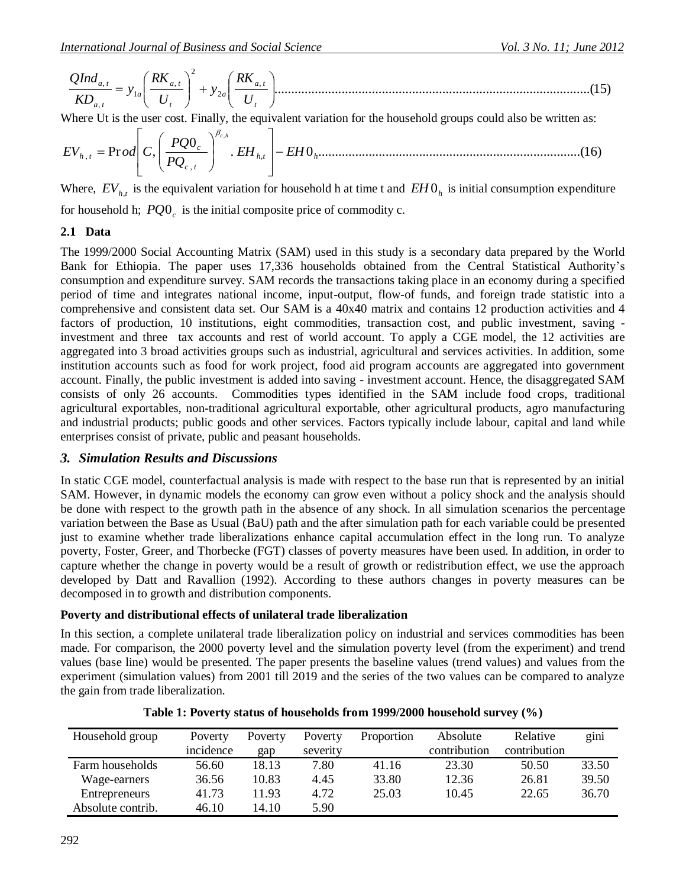$$\frac{QInd_{a,t}}{KD_{a,t}} = y_{1a}\left(\frac{RK_{a,t}}{U_t}\right)^2 + y_{2a}\left(\frac{RK_{a,t}}{U_t}\right) \quad (15)$$

Where Ut is the user cost. Finally, the equivalent variation for the household groups could also be written as:

$$EV_{h,t} = \Pr od\left[C, \left(\frac{PQ0_c}{PQ_{c,t}}\right)^{\beta_{c,h}} . EH_{h,t}\right] - EH0_h \quad (16)$$

Where, $EV_{h,t}$ is the equivalent variation for household h at time t and $EH0_h$ is initial consumption expenditure for household h; $PQ0_c$ is the initial composite price of commodity c.

### 2.1 Data

The 1999/2000 Social Accounting Matrix (SAM) used in this study is a secondary data prepared by the World Bank for Ethiopia. The paper uses 17,336 households obtained from the Central Statistical Authority's consumption and expenditure survey. SAM records the transactions taking place in an economy during a specified period of time and integrates national income, input-output, flow-of funds, and foreign trade statistic into a comprehensive and consistent data set. Our SAM is a 40x40 matrix and contains 12 production activities and 4 factors of production, 10 institutions, eight commodities, transaction cost, and public investment, saving - investment and three tax accounts and rest of world account. To apply a CGE model, the 12 activities are aggregated into 3 broad activities groups such as industrial, agricultural and services activities. In addition, some institution accounts such as food for work project, food aid program accounts are aggregated into government account. Finally, the public investment is added into saving - investment account. Hence, the disaggregated SAM consists of only 26 accounts. Commodities types identified in the SAM include food crops, traditional agricultural exportables, non-traditional agricultural exportable, other agricultural products, agro manufacturing and industrial products; public goods and other services. Factors typically include labour, capital and land while enterprises consist of private, public and peasant households.

## *3. Simulation Results and Discussions*

In static CGE model, counterfactual analysis is made with respect to the base run that is represented by an initial SAM. However, in dynamic models the economy can grow even without a policy shock and the analysis should be done with respect to the growth path in the absence of any shock. In all simulation scenarios the percentage variation between the Base as Usual (BaU) path and the after simulation path for each variable could be presented just to examine whether trade liberalizations enhance capital accumulation effect in the long run. To analyze poverty, Foster, Greer, and Thorbecke (FGT) classes of poverty measures have been used. In addition, in order to capture whether the change in poverty would be a result of growth or redistribution effect, we use the approach developed by Datt and Ravallion (1992). According to these authors changes in poverty measures can be decomposed in to growth and distribution components.

**Poverty and distributional effects of unilateral trade liberalization**

In this section, a complete unilateral trade liberalization policy on industrial and services commodities has been made. For comparison, the 2000 poverty level and the simulation poverty level (from the experiment) and trend values (base line) would be presented. The paper presents the baseline values (trend values) and values from the experiment (simulation values) from 2001 till 2019 and the series of the two values can be compared to analyze the gain from trade liberalization.

**Table 1: Poverty status of households from 1999/2000 household survey (%)**

| Household group | Poverty incidence | Poverty gap | Poverty severity | Proportion | Absolute contribution | Relative contribution | gini |
|---|---|---|---|---|---|---|---|
| Farm households | 56.60 | 18.13 | 7.80 | 41.16 | 23.30 | 50.50 | 33.50 |
| Wage-earners | 36.56 | 10.83 | 4.45 | 33.80 | 12.36 | 26.81 | 39.50 |
| Entrepreneurs | 41.73 | 11.93 | 4.72 | 25.03 | 10.45 | 22.65 | 36.70 |
| Absolute contrib. | 46.10 | 14.10 | 5.90 | | | | |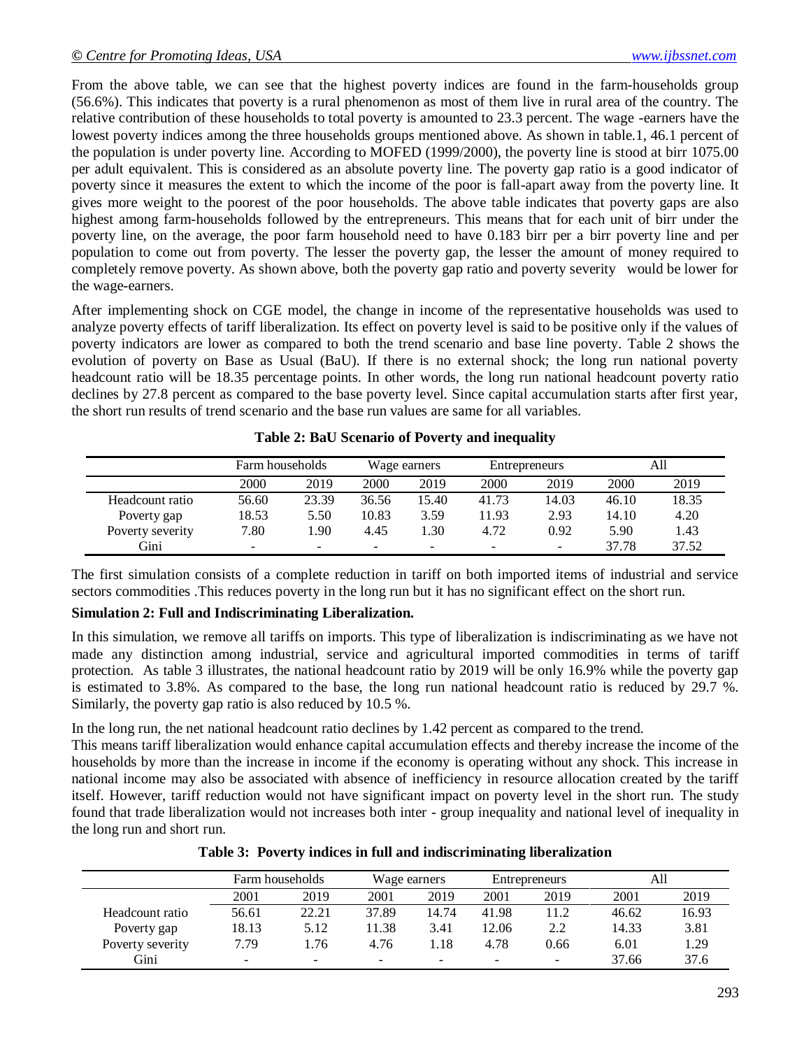From the above table, we can see that the highest poverty indices are found in the farm-households group (56.6%). This indicates that poverty is a rural phenomenon as most of them live in rural area of the country. The relative contribution of these households to total poverty is amounted to 23.3 percent. The wage -earners have the lowest poverty indices among the three households groups mentioned above. As shown in table.1, 46.1 percent of the population is under poverty line. According to MOFED (1999/2000), the poverty line is stood at birr 1075.00 per adult equivalent. This is considered as an absolute poverty line. The poverty gap ratio is a good indicator of poverty since it measures the extent to which the income of the poor is fall-apart away from the poverty line. It gives more weight to the poorest of the poor households. The above table indicates that poverty gaps are also highest among farm-households followed by the entrepreneurs. This means that for each unit of birr under the poverty line, on the average, the poor farm household need to have 0.183 birr per a birr poverty line and per population to come out from poverty. The lesser the poverty gap, the lesser the amount of money required to completely remove poverty. As shown above, both the poverty gap ratio and poverty severity would be lower for the wage-earners.

After implementing shock on CGE model, the change in income of the representative households was used to analyze poverty effects of tariff liberalization. Its effect on poverty level is said to be positive only if the values of poverty indicators are lower as compared to both the trend scenario and base line poverty. Table 2 shows the evolution of poverty on Base as Usual (BaU). If there is no external shock; the long run national poverty headcount ratio will be 18.35 percentage points. In other words, the long run national headcount poverty ratio declines by 27.8 percent as compared to the base poverty level. Since capital accumulation starts after first year, the short run results of trend scenario and the base run values are same for all variables.

**Table 2: BaU Scenario of Poverty and inequality**

| | Farm households | | Wage earners | | Entrepreneurs | | All | |
|---|---|---|---|---|---|---|---|---|
| | 2000 | 2019 | 2000 | 2019 | 2000 | 2019 | 2000 | 2019 |
| Headcount ratio | 56.60 | 23.39 | 36.56 | 15.40 | 41.73 | 14.03 | 46.10 | 18.35 |
| Poverty gap | 18.53 | 5.50 | 10.83 | 3.59 | 11.93 | 2.93 | 14.10 | 4.20 |
| Poverty severity | 7.80 | 1.90 | 4.45 | 1.30 | 4.72 | 0.92 | 5.90 | 1.43 |
| Gini | - | - | - | - | - | - | 37.78 | 37.52 |

The first simulation consists of a complete reduction in tariff on both imported items of industrial and service sectors commodities .This reduces poverty in the long run but it has no significant effect on the short run.

**Simulation 2: Full and Indiscriminating Liberalization.**

In this simulation, we remove all tariffs on imports. This type of liberalization is indiscriminating as we have not made any distinction among industrial, service and agricultural imported commodities in terms of tariff protection. As table 3 illustrates, the national headcount ratio by 2019 will be only 16.9% while the poverty gap is estimated to 3.8%. As compared to the base, the long run national headcount ratio is reduced by 29.7 %. Similarly, the poverty gap ratio is also reduced by 10.5 %.

In the long run, the net national headcount ratio declines by 1.42 percent as compared to the trend.
This means tariff liberalization would enhance capital accumulation effects and thereby increase the income of the households by more than the increase in income if the economy is operating without any shock. This increase in national income may also be associated with absence of inefficiency in resource allocation created by the tariff itself. However, tariff reduction would not have significant impact on poverty level in the short run. The study found that trade liberalization would not increases both inter - group inequality and national level of inequality in the long run and short run.

**Table 3: Poverty indices in full and indiscriminating liberalization**

| | Farm households | | Wage earners | | Entrepreneurs | | All | |
|---|---|---|---|---|---|---|---|---|
| | 2001 | 2019 | 2001 | 2019 | 2001 | 2019 | 2001 | 2019 |
| Headcount ratio | 56.61 | 22.21 | 37.89 | 14.74 | 41.98 | 11.2 | 46.62 | 16.93 |
| Poverty gap | 18.13 | 5.12 | 11.38 | 3.41 | 12.06 | 2.2 | 14.33 | 3.81 |
| Poverty severity | 7.79 | 1.76 | 4.76 | 1.18 | 4.78 | 0.66 | 6.01 | 1.29 |
| Gini | - | - | - | - | - | - | 37.66 | 37.6 |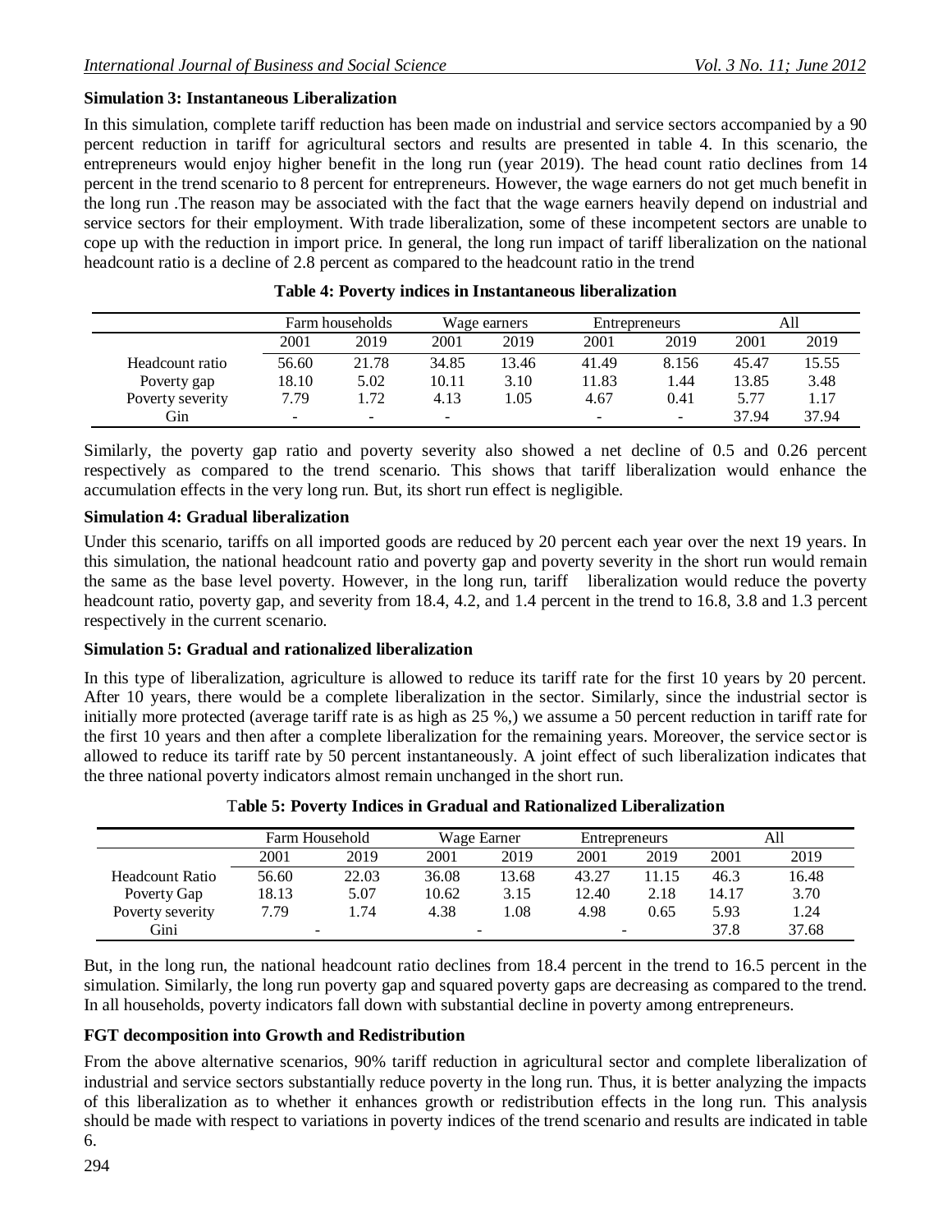**Simulation 3: Instantaneous Liberalization**

In this simulation, complete tariff reduction has been made on industrial and service sectors accompanied by a 90 percent reduction in tariff for agricultural sectors and results are presented in table 4. In this scenario, the entrepreneurs would enjoy higher benefit in the long run (year 2019). The head count ratio declines from 14 percent in the trend scenario to 8 percent for entrepreneurs. However, the wage earners do not get much benefit in the long run .The reason may be associated with the fact that the wage earners heavily depend on industrial and service sectors for their employment. With trade liberalization, some of these incompetent sectors are unable to cope up with the reduction in import price. In general, the long run impact of tariff liberalization on the national headcount ratio is a decline of 2.8 percent as compared to the headcount ratio in the trend

**Table 4: Poverty indices in Instantaneous liberalization**

| | Farm households | | Wage earners | | Entrepreneurs | | All | |
|---|---|---|---|---|---|---|---|---|
| | 2001 | 2019 | 2001 | 2019 | 2001 | 2019 | 2001 | 2019 |
| Headcount ratio | 56.60 | 21.78 | 34.85 | 13.46 | 41.49 | 8.156 | 45.47 | 15.55 |
| Poverty gap | 18.10 | 5.02 | 10.11 | 3.10 | 11.83 | 1.44 | 13.85 | 3.48 |
| Poverty severity | 7.79 | 1.72 | 4.13 | 1.05 | 4.67 | 0.41 | 5.77 | 1.17 |
| Gin | - | - | - | | - | - | 37.94 | 37.94 |

Similarly, the poverty gap ratio and poverty severity also showed a net decline of 0.5 and 0.26 percent respectively as compared to the trend scenario. This shows that tariff liberalization would enhance the accumulation effects in the very long run. But, its short run effect is negligible.

**Simulation 4: Gradual liberalization**

Under this scenario, tariffs on all imported goods are reduced by 20 percent each year over the next 19 years. In this simulation, the national headcount ratio and poverty gap and poverty severity in the short run would remain the same as the base level poverty. However, in the long run, tariff liberalization would reduce the poverty headcount ratio, poverty gap, and severity from 18.4, 4.2, and 1.4 percent in the trend to 16.8, 3.8 and 1.3 percent respectively in the current scenario.

**Simulation 5: Gradual and rationalized liberalization**

In this type of liberalization, agriculture is allowed to reduce its tariff rate for the first 10 years by 20 percent. After 10 years, there would be a complete liberalization in the sector. Similarly, since the industrial sector is initially more protected (average tariff rate is as high as 25 %,) we assume a 50 percent reduction in tariff rate for the first 10 years and then after a complete liberalization for the remaining years. Moreover, the service sector is allowed to reduce its tariff rate by 50 percent instantaneously. A joint effect of such liberalization indicates that the three national poverty indicators almost remain unchanged in the short run.

**Table 5: Poverty Indices in Gradual and Rationalized Liberalization**

| | Farm Household | | Wage Earner | | Entrepreneurs | | All | |
|---|---|---|---|---|---|---|---|---|
| | 2001 | 2019 | 2001 | 2019 | 2001 | 2019 | 2001 | 2019 |
| Headcount Ratio | 56.60 | 22.03 | 36.08 | 13.68 | 43.27 | 11.15 | 46.3 | 16.48 |
| Poverty Gap | 18.13 | 5.07 | 10.62 | 3.15 | 12.40 | 2.18 | 14.17 | 3.70 |
| Poverty severity | 7.79 | 1.74 | 4.38 | 1.08 | 4.98 | 0.65 | 5.93 | 1.24 |
| Gini | - | | - | | - | | 37.8 | 37.68 |

But, in the long run, the national headcount ratio declines from 18.4 percent in the trend to 16.5 percent in the simulation. Similarly, the long run poverty gap and squared poverty gaps are decreasing as compared to the trend. In all households, poverty indicators fall down with substantial decline in poverty among entrepreneurs.

**FGT decomposition into Growth and Redistribution**

From the above alternative scenarios, 90% tariff reduction in agricultural sector and complete liberalization of industrial and service sectors substantially reduce poverty in the long run. Thus, it is better analyzing the impacts of this liberalization as to whether it enhances growth or redistribution effects in the long run. This analysis should be made with respect to variations in poverty indices of the trend scenario and results are indicated in table 6.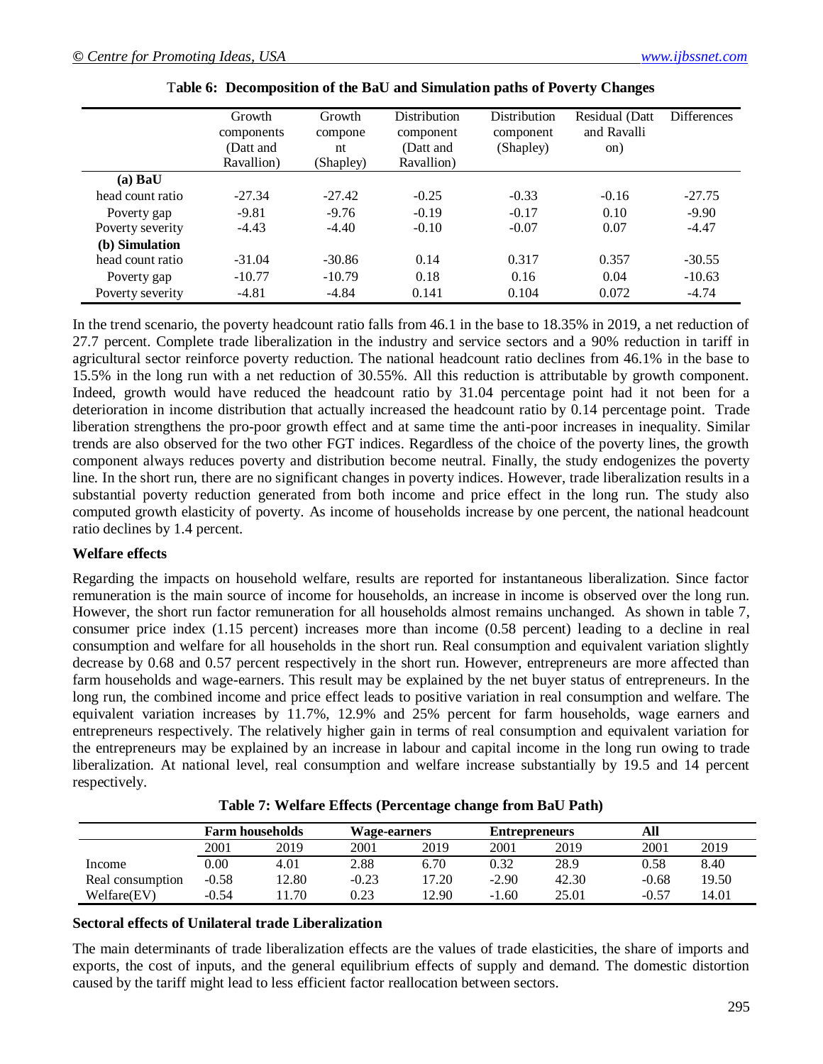**Table 6: Decomposition of the BaU and Simulation paths of Poverty Changes**

| | Growth components (Datt and Ravallion) | Growth component (Shapley) | Distribution component (Datt and Ravallion) | Distribution component (Shapley) | Residual (Datt and Ravallion) | Differences |
|---|---|---|---|---|---|---|
| **(a) BaU** | | | | | | |
| head count ratio | -27.34 | -27.42 | -0.25 | -0.33 | -0.16 | -27.75 |
| Poverty gap | -9.81 | -9.76 | -0.19 | -0.17 | 0.10 | -9.90 |
| Poverty severity | -4.43 | -4.40 | -0.10 | -0.07 | 0.07 | -4.47 |
| **(b) Simulation** | | | | | | |
| head count ratio | -31.04 | -30.86 | 0.14 | 0.317 | 0.357 | -30.55 |
| Poverty gap | -10.77 | -10.79 | 0.18 | 0.16 | 0.04 | -10.63 |
| Poverty severity | -4.81 | -4.84 | 0.141 | 0.104 | 0.072 | -4.74 |

In the trend scenario, the poverty headcount ratio falls from 46.1 in the base to 18.35% in 2019, a net reduction of 27.7 percent. Complete trade liberalization in the industry and service sectors and a 90% reduction in tariff in agricultural sector reinforce poverty reduction. The national headcount ratio declines from 46.1% in the base to 15.5% in the long run with a net reduction of 30.55%. All this reduction is attributable by growth component. Indeed, growth would have reduced the headcount ratio by 31.04 percentage point had it not been for a deterioration in income distribution that actually increased the headcount ratio by 0.14 percentage point. Trade liberation strengthens the pro-poor growth effect and at same time the anti-poor increases in inequality. Similar trends are also observed for the two other FGT indices. Regardless of the choice of the poverty lines, the growth component always reduces poverty and distribution become neutral. Finally, the study endogenizes the poverty line. In the short run, there are no significant changes in poverty indices. However, trade liberalization results in a substantial poverty reduction generated from both income and price effect in the long run. The study also computed growth elasticity of poverty. As income of households increase by one percent, the national headcount ratio declines by 1.4 percent.

**Welfare effects**

Regarding the impacts on household welfare, results are reported for instantaneous liberalization. Since factor remuneration is the main source of income for households, an increase in income is observed over the long run. However, the short run factor remuneration for all households almost remains unchanged. As shown in table 7, consumer price index (1.15 percent) increases more than income (0.58 percent) leading to a decline in real consumption and welfare for all households in the short run. Real consumption and equivalent variation slightly decrease by 0.68 and 0.57 percent respectively in the short run. However, entrepreneurs are more affected than farm households and wage-earners. This result may be explained by the net buyer status of entrepreneurs. In the long run, the combined income and price effect leads to positive variation in real consumption and welfare. The equivalent variation increases by 11.7%, 12.9% and 25% percent for farm households, wage earners and entrepreneurs respectively. The relatively higher gain in terms of real consumption and equivalent variation for the entrepreneurs may be explained by an increase in labour and capital income in the long run owing to trade liberalization. At national level, real consumption and welfare increase substantially by 19.5 and 14 percent respectively.

**Table 7: Welfare Effects (Percentage change from BaU Path)**

| | **Farm households** | | **Wage-earners** | | **Entrepreneurs** | | **All** | |
|---|---|---|---|---|---|---|---|---|
| | 2001 | 2019 | 2001 | 2019 | 2001 | 2019 | 2001 | 2019 |
| Income | 0.00 | 4.01 | 2.88 | 6.70 | 0.32 | 28.9 | 0.58 | 8.40 |
| Real consumption | -0.58 | 12.80 | -0.23 | 17.20 | -2.90 | 42.30 | -0.68 | 19.50 |
| Welfare(EV) | -0.54 | 11.70 | 0.23 | 12.90 | -1.60 | 25.01 | -0.57 | 14.01 |

**Sectoral effects of Unilateral trade Liberalization**

The main determinants of trade liberalization effects are the values of trade elasticities, the share of imports and exports, the cost of inputs, and the general equilibrium effects of supply and demand. The domestic distortion caused by the tariff might lead to less efficient factor reallocation between sectors.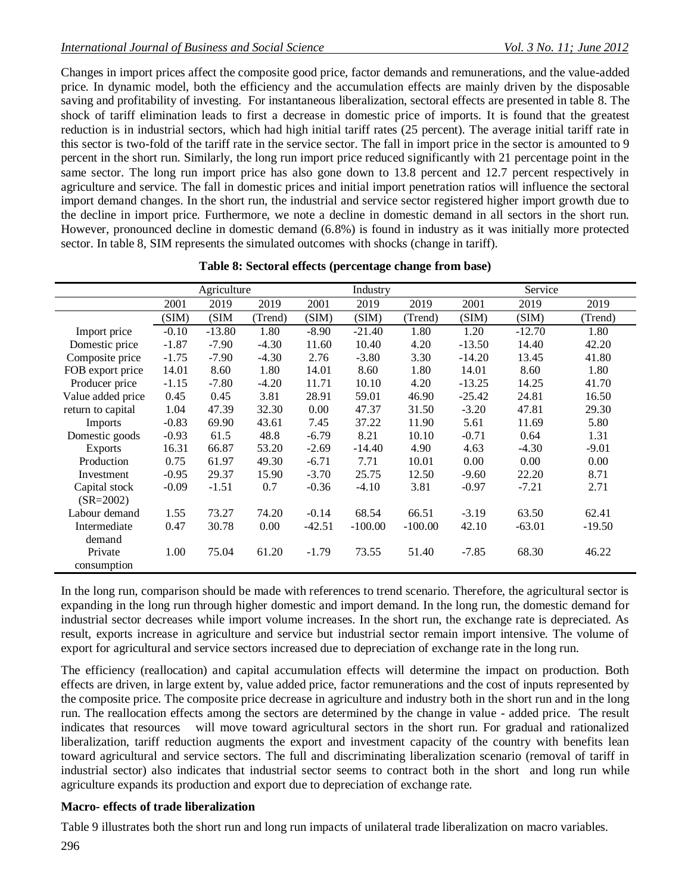Changes in import prices affect the composite good price, factor demands and remunerations, and the value-added price. In dynamic model, both the efficiency and the accumulation effects are mainly driven by the disposable saving and profitability of investing. For instantaneous liberalization, sectoral effects are presented in table 8. The shock of tariff elimination leads to first a decrease in domestic price of imports. It is found that the greatest reduction is in industrial sectors, which had high initial tariff rates (25 percent). The average initial tariff rate in this sector is two-fold of the tariff rate in the service sector. The fall in import price in the sector is amounted to 9 percent in the short run. Similarly, the long run import price reduced significantly with 21 percentage point in the same sector. The long run import price has also gone down to 13.8 percent and 12.7 percent respectively in agriculture and service. The fall in domestic prices and initial import penetration ratios will influence the sectoral import demand changes. In the short run, the industrial and service sector registered higher import growth due to the decline in import price. Furthermore, we note a decline in domestic demand in all sectors in the short run. However, pronounced decline in domestic demand (6.8%) is found in industry as it was initially more protected sector. In table 8, SIM represents the simulated outcomes with shocks (change in tariff).

**Table 8: Sectoral effects (percentage change from base)**

| | Agriculture | | | Industry | | | Service | | |
|---|---|---|---|---|---|---|---|---|---|
| | 2001 | 2019 | 2019 | 2001 | 2019 | 2019 | 2001 | 2019 | 2019 |
| | (SIM) | (SIM | (Trend) | (SIM) | (SIM) | (Trend) | (SIM) | (SIM) | (Trend) |
| Import price | -0.10 | -13.80 | 1.80 | -8.90 | -21.40 | 1.80 | 1.20 | -12.70 | 1.80 |
| Domestic price | -1.87 | -7.90 | -4.30 | 11.60 | 10.40 | 4.20 | -13.50 | 14.40 | 42.20 |
| Composite price | -1.75 | -7.90 | -4.30 | 2.76 | -3.80 | 3.30 | -14.20 | 13.45 | 41.80 |
| FOB export price | 14.01 | 8.60 | 1.80 | 14.01 | 8.60 | 1.80 | 14.01 | 8.60 | 1.80 |
| Producer price | -1.15 | -7.80 | -4.20 | 11.71 | 10.10 | 4.20 | -13.25 | 14.25 | 41.70 |
| Value added price | 0.45 | 0.45 | 3.81 | 28.91 | 59.01 | 46.90 | -25.42 | 24.81 | 16.50 |
| return to capital | 1.04 | 47.39 | 32.30 | 0.00 | 47.37 | 31.50 | -3.20 | 47.81 | 29.30 |
| Imports | -0.83 | 69.90 | 43.61 | 7.45 | 37.22 | 11.90 | 5.61 | 11.69 | 5.80 |
| Domestic goods | -0.93 | 61.5 | 48.8 | -6.79 | 8.21 | 10.10 | -0.71 | 0.64 | 1.31 |
| Exports | 16.31 | 66.87 | 53.20 | -2.69 | -14.40 | 4.90 | 4.63 | -4.30 | -9.01 |
| Production | 0.75 | 61.97 | 49.30 | -6.71 | 7.71 | 10.01 | 0.00 | 0.00 | 0.00 |
| Investment | -0.95 | 29.37 | 15.90 | -3.70 | 25.75 | 12.50 | -9.60 | 22.20 | 8.71 |
| Capital stock (SR=2002) | -0.09 | -1.51 | 0.7 | -0.36 | -4.10 | 3.81 | -0.97 | -7.21 | 2.71 |
| Labour demand | 1.55 | 73.27 | 74.20 | -0.14 | 68.54 | 66.51 | -3.19 | 63.50 | 62.41 |
| Intermediate demand | 0.47 | 30.78 | 0.00 | -42.51 | -100.00 | -100.00 | 42.10 | -63.01 | -19.50 |
| Private consumption | 1.00 | 75.04 | 61.20 | -1.79 | 73.55 | 51.40 | -7.85 | 68.30 | 46.22 |

In the long run, comparison should be made with references to trend scenario. Therefore, the agricultural sector is expanding in the long run through higher domestic and import demand. In the long run, the domestic demand for industrial sector decreases while import volume increases. In the short run, the exchange rate is depreciated. As result, exports increase in agriculture and service but industrial sector remain import intensive. The volume of export for agricultural and service sectors increased due to depreciation of exchange rate in the long run.

The efficiency (reallocation) and capital accumulation effects will determine the impact on production. Both effects are driven, in large extent by, value added price, factor remunerations and the cost of inputs represented by the composite price. The composite price decrease in agriculture and industry both in the short run and in the long run. The reallocation effects among the sectors are determined by the change in value - added price. The result indicates that resources will move toward agricultural sectors in the short run. For gradual and rationalized liberalization, tariff reduction augments the export and investment capacity of the country with benefits lean toward agricultural and service sectors. The full and discriminating liberalization scenario (removal of tariff in industrial sector) also indicates that industrial sector seems to contract both in the short and long run while agriculture expands its production and export due to depreciation of exchange rate.

### Macro- effects of trade liberalization

Table 9 illustrates both the short run and long run impacts of unilateral trade liberalization on macro variables.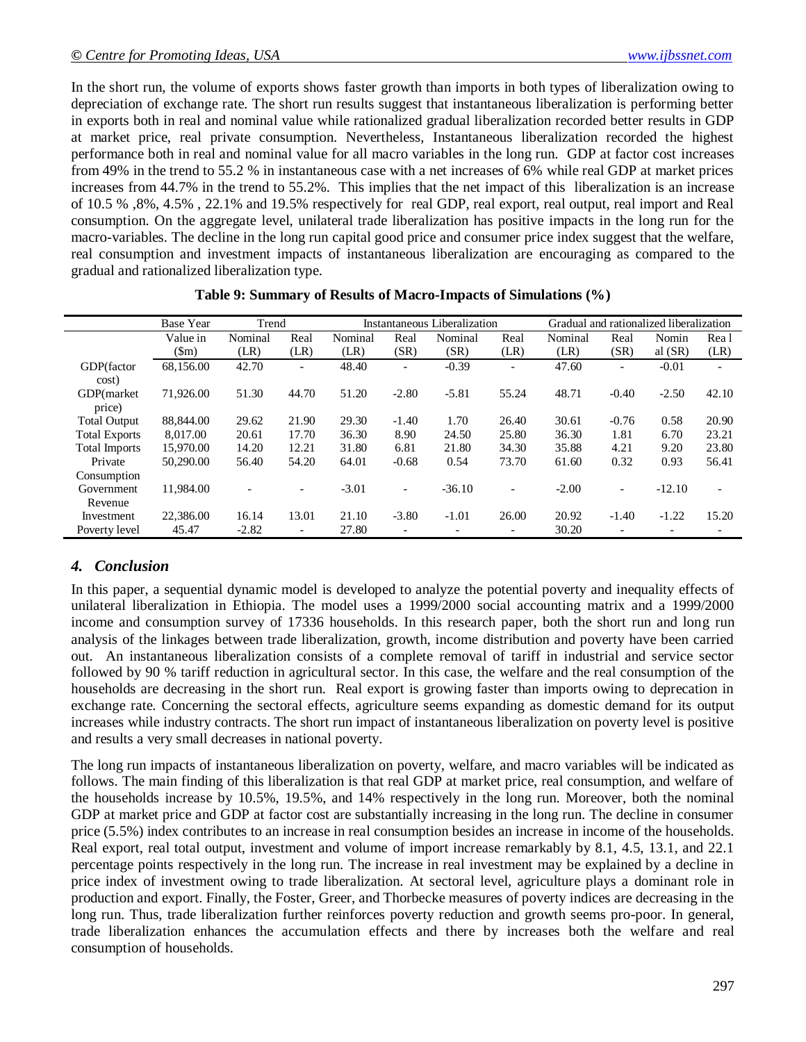In the short run, the volume of exports shows faster growth than imports in both types of liberalization owing to depreciation of exchange rate. The short run results suggest that instantaneous liberalization is performing better in exports both in real and nominal value while rationalized gradual liberalization recorded better results in GDP at market price, real private consumption. Nevertheless, Instantaneous liberalization recorded the highest performance both in real and nominal value for all macro variables in the long run. GDP at factor cost increases from 49% in the trend to 55.2 % in instantaneous case with a net increases of 6% while real GDP at market prices increases from 44.7% in the trend to 55.2%. This implies that the net impact of this liberalization is an increase of 10.5 % ,8%, 4.5% , 22.1% and 19.5% respectively for real GDP, real export, real output, real import and Real consumption. On the aggregate level, unilateral trade liberalization has positive impacts in the long run for the macro-variables. The decline in the long run capital good price and consumer price index suggest that the welfare, real consumption and investment impacts of instantaneous liberalization are encouraging as compared to the gradual and rationalized liberalization type.

**Table 9: Summary of Results of Macro-Impacts of Simulations (%)**

| | Base Year | Trend | | Instantaneous Liberalization | | | | Gradual and rationalized liberalization | | | |
|---|---|---|---|---|---|---|---|---|---|---|---|
| | Value in ($m) | Nominal (LR) | Real (LR) | Nominal (LR) | Real (SR) | Nominal (SR) | Real (LR) | Nominal (LR) | Real (SR) | Nominal (SR) | Real (LR) |
| GDP(factor cost) | 68,156.00 | 42.70 | - | 48.40 | - | -0.39 | - | 47.60 | - | -0.01 | - |
| GDP(market price) | 71,926.00 | 51.30 | 44.70 | 51.20 | -2.80 | -5.81 | 55.24 | 48.71 | -0.40 | -2.50 | 42.10 |
| Total Output | 88,844.00 | 29.62 | 21.90 | 29.30 | -1.40 | 1.70 | 26.40 | 30.61 | -0.76 | 0.58 | 20.90 |
| Total Exports | 8,017.00 | 20.61 | 17.70 | 36.30 | 8.90 | 24.50 | 25.80 | 36.30 | 1.81 | 6.70 | 23.21 |
| Total Imports | 15,970.00 | 14.20 | 12.21 | 31.80 | 6.81 | 21.80 | 34.30 | 35.88 | 4.21 | 9.20 | 23.80 |
| Private Consumption | 50,290.00 | 56.40 | 54.20 | 64.01 | -0.68 | 0.54 | 73.70 | 61.60 | 0.32 | 0.93 | 56.41 |
| Government Revenue | 11,984.00 | - | - | -3.01 | - | -36.10 | - | -2.00 | - | -12.10 | - |
| Investment | 22,386.00 | 16.14 | 13.01 | 21.10 | -3.80 | -1.01 | 26.00 | 20.92 | -1.40 | -1.22 | 15.20 |
| Poverty level | 45.47 | -2.82 | - | 27.80 | - | - | - | 30.20 | - | - | - |

## *4. Conclusion*

In this paper, a sequential dynamic model is developed to analyze the potential poverty and inequality effects of unilateral liberalization in Ethiopia. The model uses a 1999/2000 social accounting matrix and a 1999/2000 income and consumption survey of 17336 households. In this research paper, both the short run and long run analysis of the linkages between trade liberalization, growth, income distribution and poverty have been carried out. An instantaneous liberalization consists of a complete removal of tariff in industrial and service sector followed by 90 % tariff reduction in agricultural sector. In this case, the welfare and the real consumption of the households are decreasing in the short run. Real export is growing faster than imports owing to deprecation in exchange rate. Concerning the sectoral effects, agriculture seems expanding as domestic demand for its output increases while industry contracts. The short run impact of instantaneous liberalization on poverty level is positive and results a very small decreases in national poverty.

The long run impacts of instantaneous liberalization on poverty, welfare, and macro variables will be indicated as follows. The main finding of this liberalization is that real GDP at market price, real consumption, and welfare of the households increase by 10.5%, 19.5%, and 14% respectively in the long run. Moreover, both the nominal GDP at market price and GDP at factor cost are substantially increasing in the long run. The decline in consumer price (5.5%) index contributes to an increase in real consumption besides an increase in income of the households. Real export, real total output, investment and volume of import increase remarkably by 8.1, 4.5, 13.1, and 22.1 percentage points respectively in the long run. The increase in real investment may be explained by a decline in price index of investment owing to trade liberalization. At sectoral level, agriculture plays a dominant role in production and export. Finally, the Foster, Greer, and Thorbecke measures of poverty indices are decreasing in the long run. Thus, trade liberalization further reinforces poverty reduction and growth seems pro-poor. In general, trade liberalization enhances the accumulation effects and there by increases both the welfare and real consumption of households.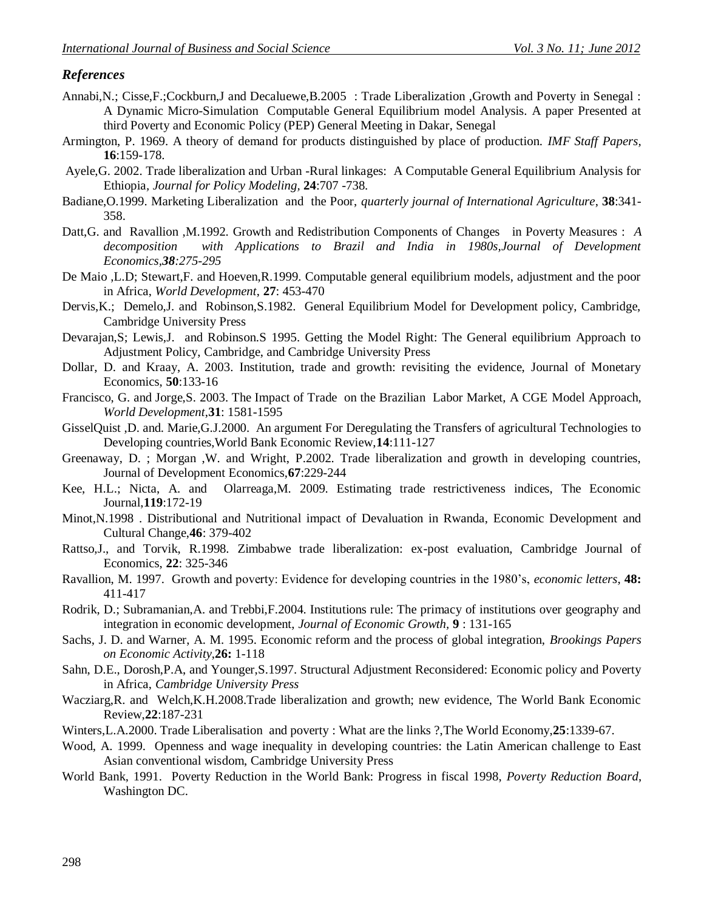### *References*

Annabi,N.; Cisse,F.;Cockburn,J and Decaluewe,B.2005 : Trade Liberalization ,Growth and Poverty in Senegal : A Dynamic Micro-Simulation Computable General Equilibrium model Analysis. A paper Presented at third Poverty and Economic Policy (PEP) General Meeting in Dakar, Senegal

Armington, P. 1969. A theory of demand for products distinguished by place of production. *IMF Staff Papers,* **16**:159-178.

Ayele,G. 2002. Trade liberalization and Urban -Rural linkages: A Computable General Equilibrium Analysis for Ethiopia, *Journal for Policy Modeling*, **24**:707 -738.

Badiane,O.1999. Marketing Liberalization and the Poor, *quarterly journal of International Agriculture*, **38**:341-358.

Datt,G. and Ravallion ,M.1992. Growth and Redistribution Components of Changes in Poverty Measures : *A decomposition with Applications to Brazil and India in 1980s,Journal of Development Economics,**38**:275-295*

De Maio ,L.D; Stewart,F. and Hoeven,R.1999. Computable general equilibrium models, adjustment and the poor in Africa, *World Development*, **27**: 453-470

Dervis,K.; Demelo,J. and Robinson,S.1982. General Equilibrium Model for Development policy, Cambridge, Cambridge University Press

Devarajan,S; Lewis,J. and Robinson.S 1995. Getting the Model Right: The General equilibrium Approach to Adjustment Policy, Cambridge, and Cambridge University Press

Dollar, D. and Kraay, A. 2003. Institution, trade and growth: revisiting the evidence, Journal of Monetary Economics, **50**:133-16

Francisco, G. and Jorge,S. 2003. The Impact of Trade on the Brazilian Labor Market, A CGE Model Approach, *World Development*,**31**: 1581-1595

GisselQuist ,D. and. Marie,G.J.2000. An argument For Deregulating the Transfers of agricultural Technologies to Developing countries,World Bank Economic Review,**14**:111-127

Greenaway, D. ; Morgan ,W. and Wright, P.2002. Trade liberalization and growth in developing countries, Journal of Development Economics,**67**:229-244

Kee, H.L.; Nicta, A. and Olarreaga,M. 2009. Estimating trade restrictiveness indices, The Economic Journal,**119**:172-19

Minot,N.1998 . Distributional and Nutritional impact of Devaluation in Rwanda, Economic Development and Cultural Change,**46**: 379-402

Rattso,J., and Torvik, R.1998. Zimbabwe trade liberalization: ex-post evaluation, Cambridge Journal of Economics, **22**: 325-346

Ravallion, M. 1997. Growth and poverty: Evidence for developing countries in the 1980's, *economic letters*, **48:** 411-417

Rodrik, D.; Subramanian,A. and Trebbi,F.2004. Institutions rule: The primacy of institutions over geography and integration in economic development, *Journal of Economic Growth,* **9** : 131-165

Sachs, J. D. and Warner, A. M. 1995. Economic reform and the process of global integration, *Brookings Papers on Economic Activity*,**26:** 1-118

Sahn, D.E., Dorosh,P.A, and Younger,S.1997. Structural Adjustment Reconsidered: Economic policy and Poverty in Africa, *Cambridge University Press*

Wacziarg,R. and Welch,K.H.2008.Trade liberalization and growth; new evidence, The World Bank Economic Review,**22**:187-231

Winters,L.A.2000. Trade Liberalisation and poverty : What are the links ?,The World Economy,**25**:1339-67.

Wood, A. 1999. Openness and wage inequality in developing countries: the Latin American challenge to East Asian conventional wisdom, Cambridge University Press

World Bank, 1991. Poverty Reduction in the World Bank: Progress in fiscal 1998, *Poverty Reduction Board*, Washington DC.